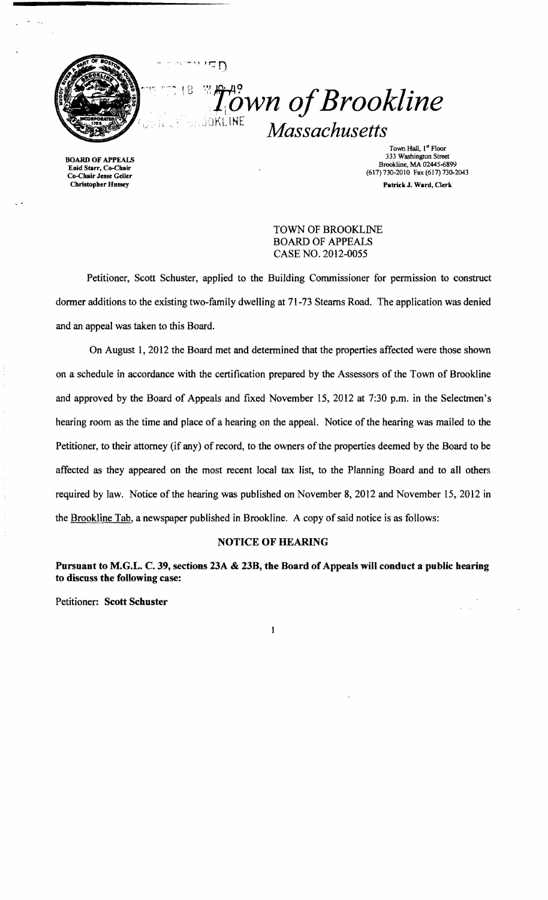# Town of Brookline

## Massachusetts

BOARD OF APPEALS
Enid Starr, Co-Chair
Co-Chair Jesse Geller
Christopher Hussey

Town Hall, 1st Floor
333 Washington Street
Brookline, MA 02445-6899
(617) 730-2010 Fax (617) 730-2043
Patrick J. Ward, Clerk

TOWN OF BROOKLINE
BOARD OF APPEALS
CASE NO. 2012-0055

Petitioner, Scott Schuster, applied to the Building Commissioner for permission to construct dormer additions to the existing two-family dwelling at 71-73 Stearns Road. The application was denied and an appeal was taken to this Board.

On August 1, 2012 the Board met and determined that the properties affected were those shown on a schedule in accordance with the certification prepared by the Assessors of the Town of Brookline and approved by the Board of Appeals and fixed November 15, 2012 at 7:30 p.m. in the Selectmen's hearing room as the time and place of a hearing on the appeal. Notice of the hearing was mailed to the Petitioner, to their attorney (if any) of record, to the owners of the properties deemed by the Board to be affected as they appeared on the most recent local tax list, to the Planning Board and to all others required by law. Notice of the hearing was published on November 8, 2012 and November 15, 2012 in the Brookline Tab, a newspaper published in Brookline. A copy of said notice is as follows:

### NOTICE OF HEARING

**Pursuant to M.G.L. C. 39, sections 23A & 23B, the Board of Appeals will conduct a public hearing to discuss the following case:**

Petitioner: **Scott Schuster**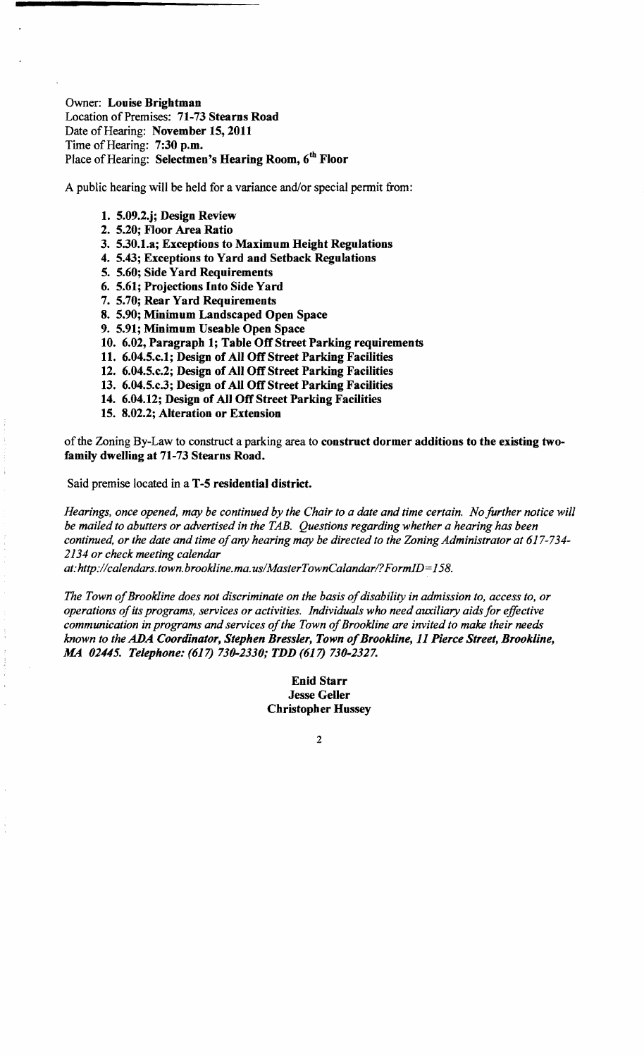Owner: **Louise Brightman**
Location of Premises: **71-73 Stearns Road**
Date of Hearing: **November 15, 2011**
Time of Hearing: **7:30 p.m.**
Place of Hearing: **Selectmen's Hearing Room, 6th Floor**

A public hearing will be held for a variance and/or special permit from:

1. **5.09.2.j; Design Review**
2. **5.20; Floor Area Ratio**
3. **5.30.1.a; Exceptions to Maximum Height Regulations**
4. **5.43; Exceptions to Yard and Setback Regulations**
5. **5.60; Side Yard Requirements**
6. **5.61; Projections Into Side Yard**
7. **5.70; Rear Yard Requirements**
8. **5.90; Minimum Landscaped Open Space**
9. **5.91; Minimum Useable Open Space**
10. **6.02, Paragraph 1; Table Off Street Parking requirements**
11. **6.04.5.c.1; Design of All Off Street Parking Facilities**
12. **6.04.5.c.2; Design of All Off Street Parking Facilities**
13. **6.04.5.c.3; Design of All Off Street Parking Facilities**
14. **6.04.12; Design of All Off Street Parking Facilities**
15. **8.02.2; Alteration or Extension**

of the Zoning By-Law to construct a parking area to **construct dormer additions to the existing two-family dwelling at 71-73 Stearns Road.**

Said premise located in a **T-5 residential district.**

*Hearings, once opened, may be continued by the Chair to a date and time certain. No further notice will be mailed to abutters or advertised in the TAB. Questions regarding whether a hearing has been continued, or the date and time of any hearing may be directed to the Zoning Administrator at 617-734-2134 or check meeting calendar at:http://calendars.town.brookline.ma.us/MasterTownCalandar/?FormID=158.*

*The Town of Brookline does not discriminate on the basis of disability in admission to, access to, or operations of its programs, services or activities. Individuals who need auxiliary aids for effective communication in programs and services of the Town of Brookline are invited to make their needs known to the **ADA Coordinator, Stephen Bressler, Town of Brookline, 11 Pierce Street, Brookline, MA 02445. Telephone: (617) 730-2330; TDD (617) 730-2327.***

**Enid Starr**
**Jesse Geller**
**Christopher Hussey**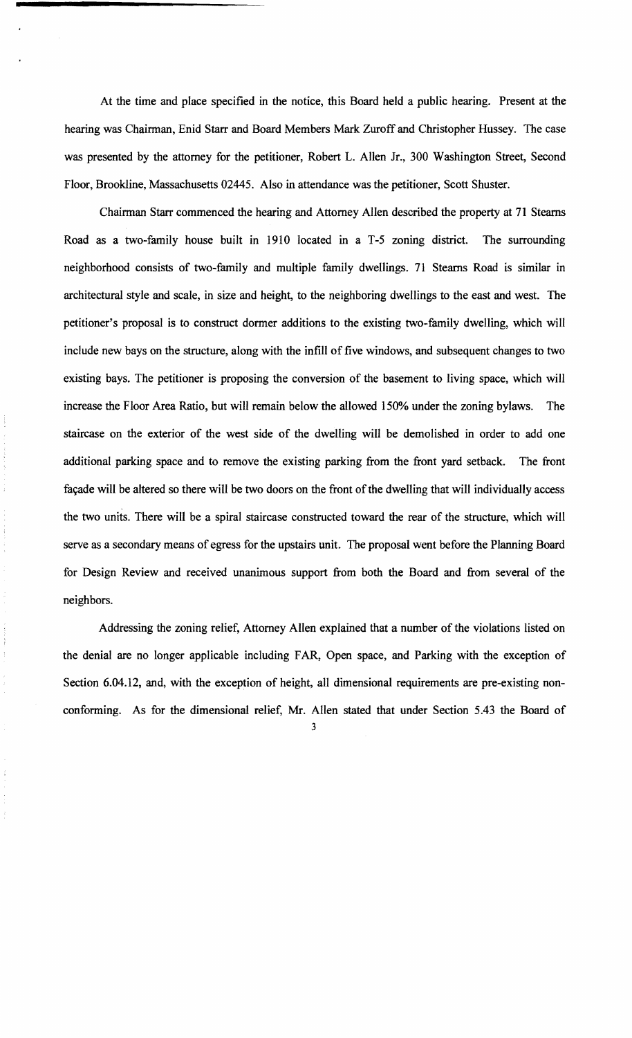At the time and place specified in the notice, this Board held a public hearing. Present at the hearing was Chairman, Enid Starr and Board Members Mark Zuroff and Christopher Hussey. The case was presented by the attorney for the petitioner, Robert L. Allen Jr., 300 Washington Street, Second Floor, Brookline, Massachusetts 02445. Also in attendance was the petitioner, Scott Shuster.

Chairman Starr commenced the hearing and Attorney Allen described the property at 71 Stearns Road as a two-family house built in 1910 located in a T-5 zoning district. The surrounding neighborhood consists of two-family and multiple family dwellings. 71 Stearns Road is similar in architectural style and scale, in size and height, to the neighboring dwellings to the east and west. The petitioner's proposal is to construct dormer additions to the existing two-family dwelling, which will include new bays on the structure, along with the infill of five windows, and subsequent changes to two existing bays. The petitioner is proposing the conversion of the basement to living space, which will increase the Floor Area Ratio, but will remain below the allowed 150% under the zoning bylaws. The staircase on the exterior of the west side of the dwelling will be demolished in order to add one additional parking space and to remove the existing parking from the front yard setback. The front façade will be altered so there will be two doors on the front of the dwelling that will individually access the two units. There will be a spiral staircase constructed toward the rear of the structure, which will serve as a secondary means of egress for the upstairs unit. The proposal went before the Planning Board for Design Review and received unanimous support from both the Board and from several of the neighbors.

Addressing the zoning relief, Attorney Allen explained that a number of the violations listed on the denial are no longer applicable including FAR, Open space, and Parking with the exception of Section 6.04.12, and, with the exception of height, all dimensional requirements are pre-existing non-conforming. As for the dimensional relief, Mr. Allen stated that under Section 5.43 the Board of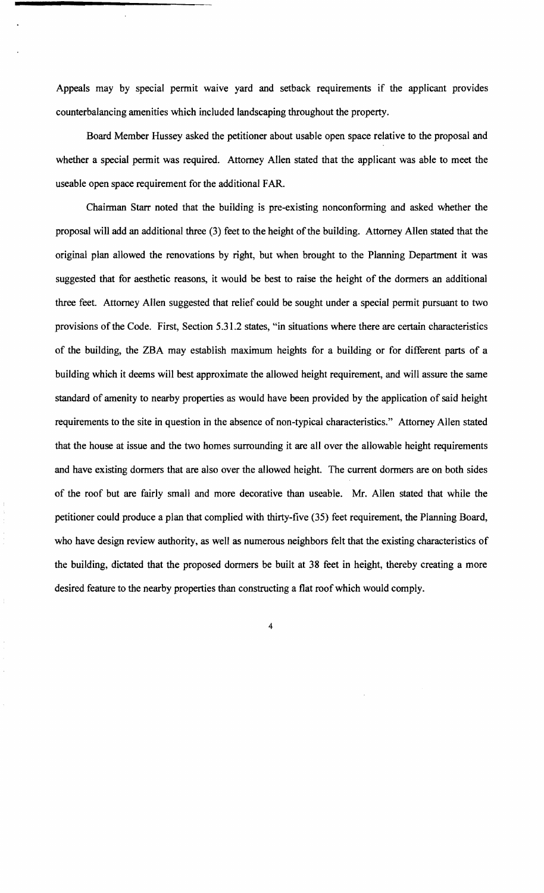Appeals may by special permit waive yard and setback requirements if the applicant provides counterbalancing amenities which included landscaping throughout the property.

Board Member Hussey asked the petitioner about usable open space relative to the proposal and whether a special permit was required. Attorney Allen stated that the applicant was able to meet the useable open space requirement for the additional FAR.

Chairman Starr noted that the building is pre-existing nonconforming and asked whether the proposal will add an additional three (3) feet to the height of the building. Attorney Allen stated that the original plan allowed the renovations by right, but when brought to the Planning Department it was suggested that for aesthetic reasons, it would be best to raise the height of the dormers an additional three feet. Attorney Allen suggested that relief could be sought under a special permit pursuant to two provisions of the Code. First, Section 5.31.2 states, "in situations where there are certain characteristics of the building, the ZBA may establish maximum heights for a building or for different parts of a building which it deems will best approximate the allowed height requirement, and will assure the same standard of amenity to nearby properties as would have been provided by the application of said height requirements to the site in question in the absence of non-typical characteristics." Attorney Allen stated that the house at issue and the two homes surrounding it are all over the allowable height requirements and have existing dormers that are also over the allowed height. The current dormers are on both sides of the roof but are fairly small and more decorative than useable. Mr. Allen stated that while the petitioner could produce a plan that complied with thirty-five (35) feet requirement, the Planning Board, who have design review authority, as well as numerous neighbors felt that the existing characteristics of the building, dictated that the proposed dormers be built at 38 feet in height, thereby creating a more desired feature to the nearby properties than constructing a flat roof which would comply.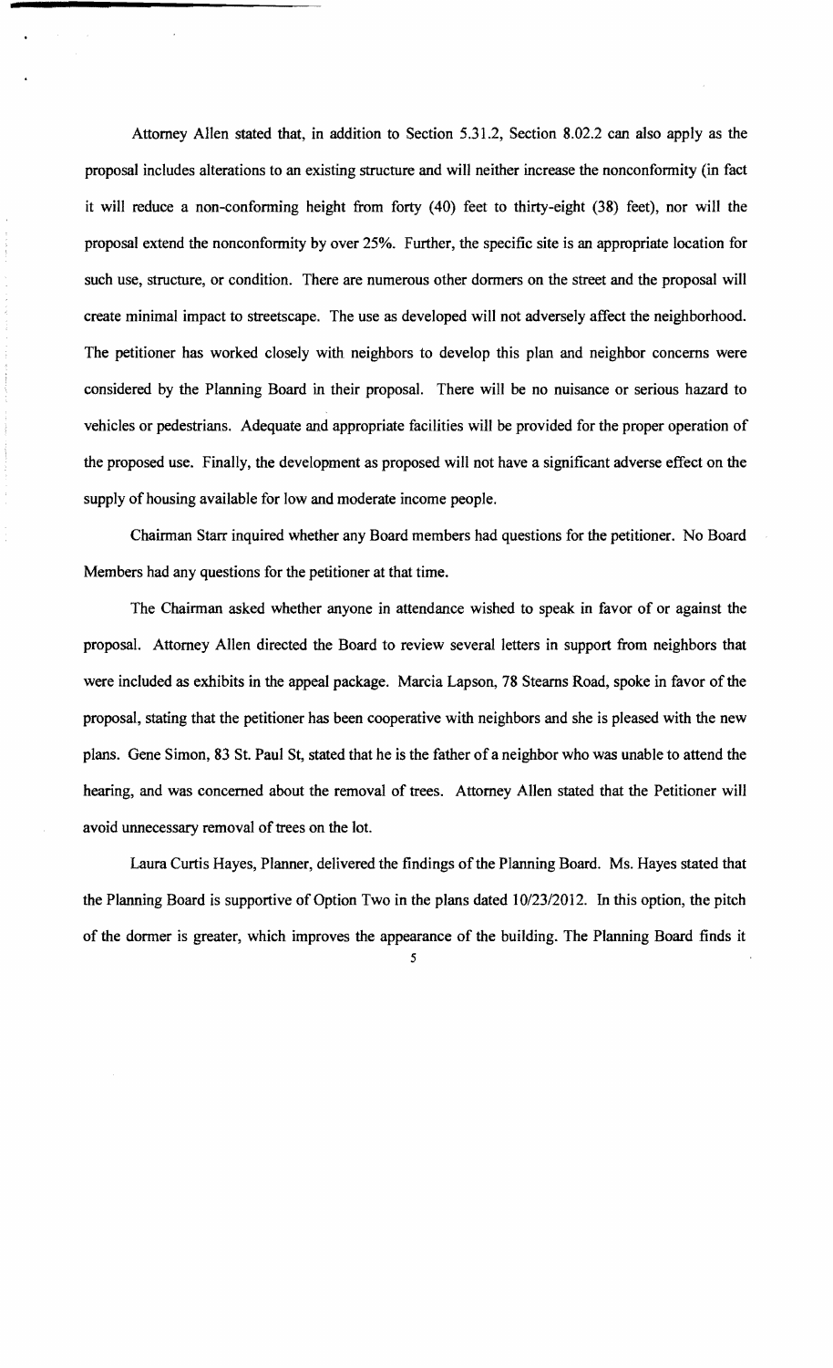Attorney Allen stated that, in addition to Section 5.31.2, Section 8.02.2 can also apply as the proposal includes alterations to an existing structure and will neither increase the nonconformity (in fact it will reduce a non-conforming height from forty (40) feet to thirty-eight (38) feet), nor will the proposal extend the nonconformity by over 25%. Further, the specific site is an appropriate location for such use, structure, or condition. There are numerous other dormers on the street and the proposal will create minimal impact to streetscape. The use as developed will not adversely affect the neighborhood. The petitioner has worked closely with neighbors to develop this plan and neighbor concerns were considered by the Planning Board in their proposal. There will be no nuisance or serious hazard to vehicles or pedestrians. Adequate and appropriate facilities will be provided for the proper operation of the proposed use. Finally, the development as proposed will not have a significant adverse effect on the supply of housing available for low and moderate income people.

Chairman Starr inquired whether any Board members had questions for the petitioner. No Board Members had any questions for the petitioner at that time.

The Chairman asked whether anyone in attendance wished to speak in favor of or against the proposal. Attorney Allen directed the Board to review several letters in support from neighbors that were included as exhibits in the appeal package. Marcia Lapson, 78 Stearns Road, spoke in favor of the proposal, stating that the petitioner has been cooperative with neighbors and she is pleased with the new plans. Gene Simon, 83 St. Paul St, stated that he is the father of a neighbor who was unable to attend the hearing, and was concerned about the removal of trees. Attorney Allen stated that the Petitioner will avoid unnecessary removal of trees on the lot.

Laura Curtis Hayes, Planner, delivered the findings of the Planning Board. Ms. Hayes stated that the Planning Board is supportive of Option Two in the plans dated 10/23/2012. In this option, the pitch of the dormer is greater, which improves the appearance of the building. The Planning Board finds it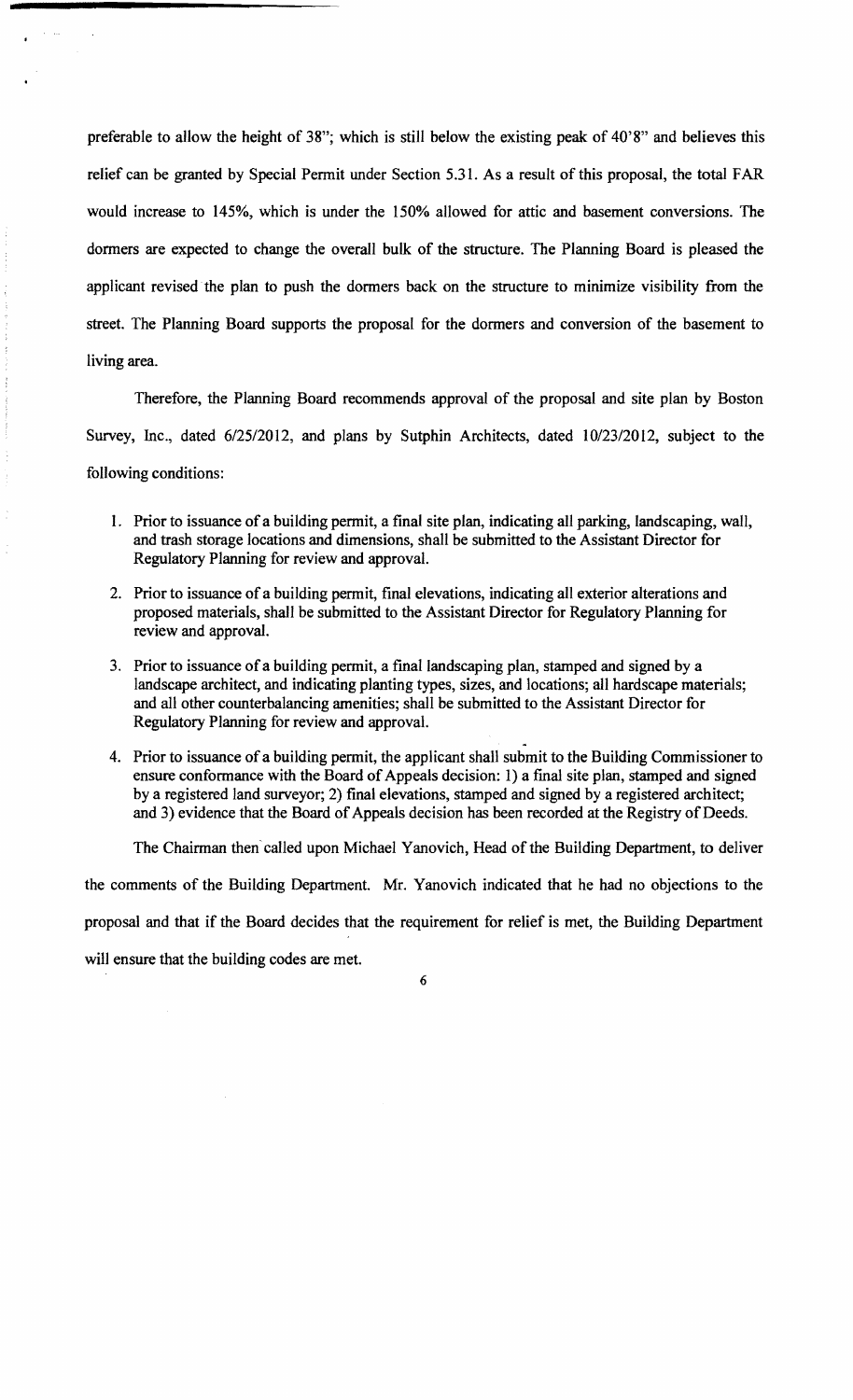preferable to allow the height of 38"; which is still below the existing peak of 40'8" and believes this relief can be granted by Special Permit under Section 5.31. As a result of this proposal, the total FAR would increase to 145%, which is under the 150% allowed for attic and basement conversions. The dormers are expected to change the overall bulk of the structure. The Planning Board is pleased the applicant revised the plan to push the dormers back on the structure to minimize visibility from the street. The Planning Board supports the proposal for the dormers and conversion of the basement to living area.

Therefore, the Planning Board recommends approval of the proposal and site plan by Boston Survey, Inc., dated 6/25/2012, and plans by Sutphin Architects, dated 10/23/2012, subject to the following conditions:

1. Prior to issuance of a building permit, a final site plan, indicating all parking, landscaping, wall, and trash storage locations and dimensions, shall be submitted to the Assistant Director for Regulatory Planning for review and approval.
2. Prior to issuance of a building permit, final elevations, indicating all exterior alterations and proposed materials, shall be submitted to the Assistant Director for Regulatory Planning for review and approval.
3. Prior to issuance of a building permit, a final landscaping plan, stamped and signed by a landscape architect, and indicating planting types, sizes, and locations; all hardscape materials; and all other counterbalancing amenities; shall be submitted to the Assistant Director for Regulatory Planning for review and approval.
4. Prior to issuance of a building permit, the applicant shall submit to the Building Commissioner to ensure conformance with the Board of Appeals decision: 1) a final site plan, stamped and signed by a registered land surveyor; 2) final elevations, stamped and signed by a registered architect; and 3) evidence that the Board of Appeals decision has been recorded at the Registry of Deeds.

The Chairman then called upon Michael Yanovich, Head of the Building Department, to deliver the comments of the Building Department. Mr. Yanovich indicated that he had no objections to the proposal and that if the Board decides that the requirement for relief is met, the Building Department will ensure that the building codes are met.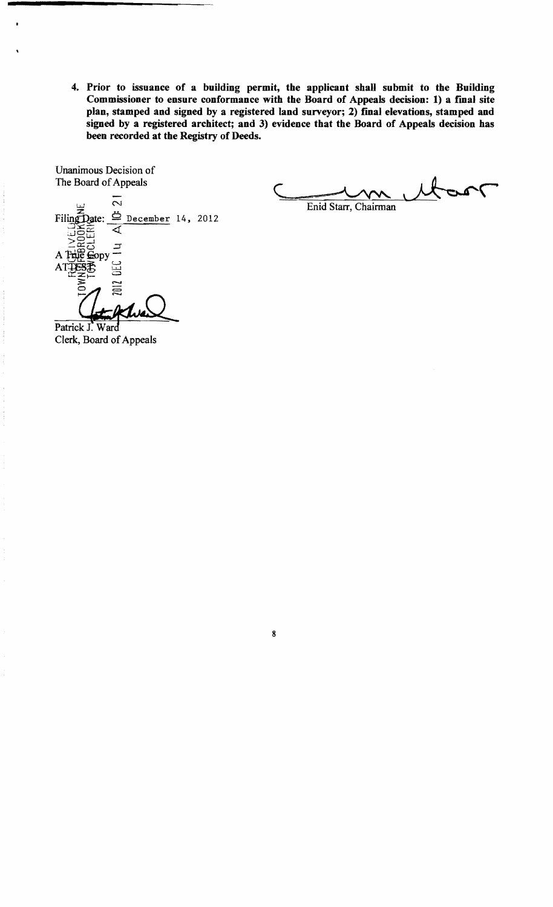**4. Prior to issuance of a building permit, the applicant shall submit to the Building Commissioner to ensure conformance with the Board of Appeals decision: 1) a final site plan, stamped and signed by a registered land surveyor; 2) final elevations, stamped and signed by a registered architect; and 3) evidence that the Board of Appeals decision has been recorded at the Registry of Deeds.**

Unanimous Decision of
The Board of Appeals

Enid Starr, Chairman

Filing Date: December 14, 2012

RECEIVED
TOWN OF BROOKLINE
TOWN CLERK
2012 DEC 14 A 10:21

A True Copy
ATTEST:

Patrick J. Ward
Clerk, Board of Appeals